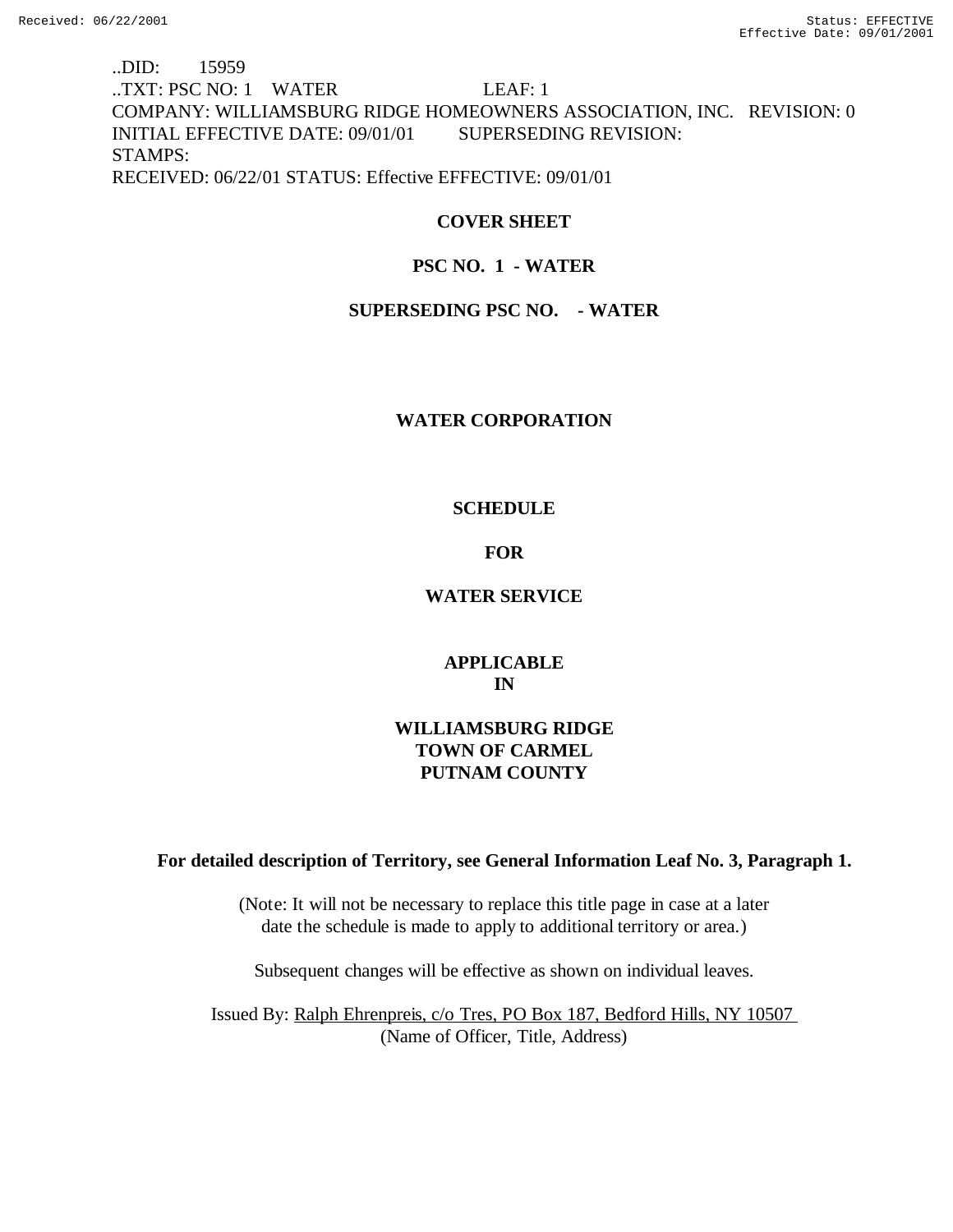..DID: 15959
..TXT: PSC NO: 1 WATER LEAF: 1
COMPANY: WILLIAMSBURG RIDGE HOMEOWNERS ASSOCIATION, INC. REVISION: 0
INITIAL EFFECTIVE DATE: 09/01/01 SUPERSEDING REVISION:
STAMPS:
RECEIVED: 06/22/01 STATUS: Effective EFFECTIVE: 09/01/01

**COVER SHEET**

**PSC NO. 1 - WATER**

**SUPERSEDING PSC NO. - WATER**

**WATER CORPORATION**

**SCHEDULE**

**FOR**

**WATER SERVICE**

**APPLICABLE
IN**

**WILLIAMSBURG RIDGE
TOWN OF CARMEL
PUTNAM COUNTY**

**For detailed description of Territory, see General Information Leaf No. 3, Paragraph 1.**

(Note: It will not be necessary to replace this title page in case at a later date the schedule is made to apply to additional territory or area.)

Subsequent changes will be effective as shown on individual leaves.

Issued By: Ralph Ehrenpreis, c/o Tres, PO Box 187, Bedford Hills, NY 10507
(Name of Officer, Title, Address)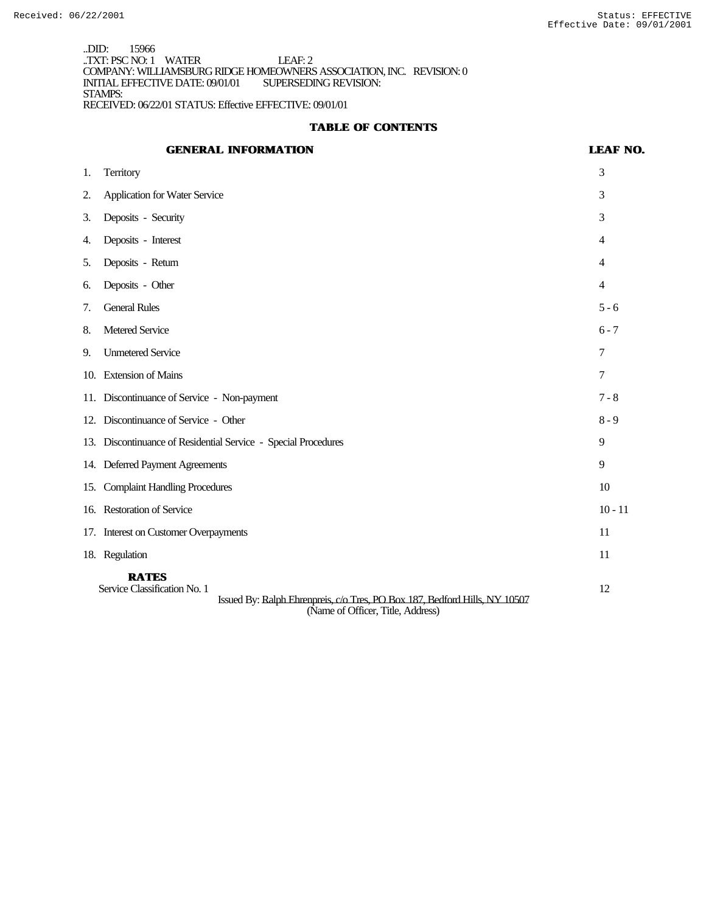..DID: 15966
..TXT: PSC NO: 1 WATER LEAF: 2
COMPANY: WILLIAMSBURG RIDGE HOMEOWNERS ASSOCIATION, INC. REVISION: 0
INITIAL EFFECTIVE DATE: 09/01/01 SUPERSEDING REVISION:
STAMPS:
RECEIVED: 06/22/01 STATUS: Effective EFFECTIVE: 09/01/01

## TABLE OF CONTENTS

| GENERAL INFORMATION | LEAF NO. |
|---|---|
| 1. Territory | 3 |
| 2. Application for Water Service | 3 |
| 3. Deposits - Security | 3 |
| 4. Deposits - Interest | 4 |
| 5. Deposits - Return | 4 |
| 6. Deposits - Other | 4 |
| 7. General Rules | 5 - 6 |
| 8. Metered Service | 6 - 7 |
| 9. Unmetered Service | 7 |
| 10. Extension of Mains | 7 |
| 11. Discontinuance of Service - Non-payment | 7 - 8 |
| 12. Discontinuance of Service - Other | 8 - 9 |
| 13. Discontinuance of Residential Service - Special Procedures | 9 |
| 14. Deferred Payment Agreements | 9 |
| 15. Complaint Handling Procedures | 10 |
| 16. Restoration of Service | 10 - 11 |
| 17. Interest on Customer Overpayments | 11 |
| 18. Regulation | 11 |
| **RATES** | |
| Service Classification No. 1 | 12 |

Issued By: Ralph Ehrenpreis, c/o Tres, PO Box 187, Bedford Hills, NY 10507
(Name of Officer, Title, Address)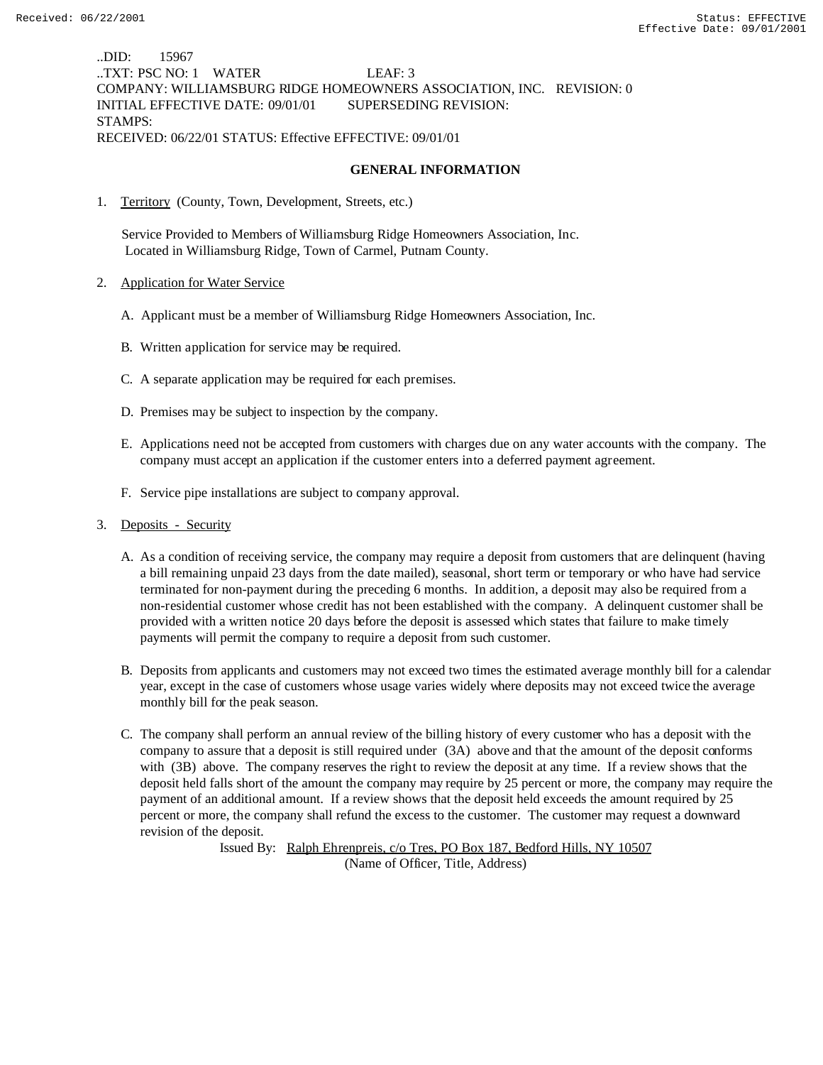..DID: 15967
..TXT: PSC NO: 1 WATER LEAF: 3
COMPANY: WILLIAMSBURG RIDGE HOMEOWNERS ASSOCIATION, INC. REVISION: 0
INITIAL EFFECTIVE DATE: 09/01/01 SUPERSEDING REVISION:
STAMPS:
RECEIVED: 06/22/01 STATUS: Effective EFFECTIVE: 09/01/01

## GENERAL INFORMATION

1. Territory (County, Town, Development, Streets, etc.)

   Service Provided to Members of Williamsburg Ridge Homeowners Association, Inc. Located in Williamsburg Ridge, Town of Carmel, Putnam County.

2. Application for Water Service

   A. Applicant must be a member of Williamsburg Ridge Homeowners Association, Inc.

   B. Written application for service may be required.

   C. A separate application may be required for each premises.

   D. Premises may be subject to inspection by the company.

   E. Applications need not be accepted from customers with charges due on any water accounts with the company. The company must accept an application if the customer enters into a deferred payment agreement.

   F. Service pipe installations are subject to company approval.

3. Deposits - Security

   A. As a condition of receiving service, the company may require a deposit from customers that are delinquent (having a bill remaining unpaid 23 days from the date mailed), seasonal, short term or temporary or who have had service terminated for non-payment during the preceding 6 months. In addition, a deposit may also be required from a non-residential customer whose credit has not been established with the company. A delinquent customer shall be provided with a written notice 20 days before the deposit is assessed which states that failure to make timely payments will permit the company to require a deposit from such customer.

   B. Deposits from applicants and customers may not exceed two times the estimated average monthly bill for a calendar year, except in the case of customers whose usage varies widely where deposits may not exceed twice the average monthly bill for the peak season.

   C. The company shall perform an annual review of the billing history of every customer who has a deposit with the company to assure that a deposit is still required under (3A) above and that the amount of the deposit conforms with (3B) above. The company reserves the right to review the deposit at any time. If a review shows that the deposit held falls short of the amount the company may require by 25 percent or more, the company may require the payment of an additional amount. If a review shows that the deposit held exceeds the amount required by 25 percent or more, the company shall refund the excess to the customer. The customer may request a downward revision of the deposit.

Issued By: Ralph Ehrenpreis, c/o Tres, PO Box 187, Bedford Hills, NY 10507
(Name of Officer, Title, Address)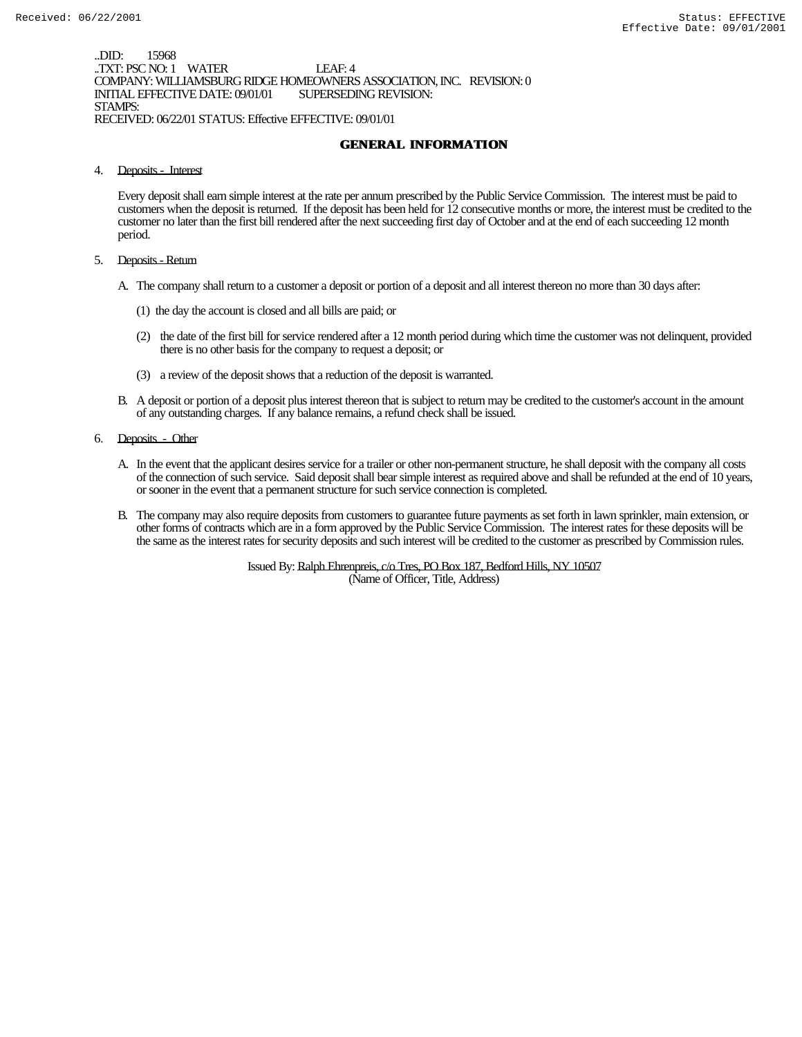..DID: 15968
..TXT: PSC NO: 1 WATER LEAF: 4
COMPANY: WILLIAMSBURG RIDGE HOMEOWNERS ASSOCIATION, INC. REVISION: 0
INITIAL EFFECTIVE DATE: 09/01/01 SUPERSEDING REVISION:
STAMPS:
RECEIVED: 06/22/01 STATUS: Effective EFFECTIVE: 09/01/01

## GENERAL INFORMATION

4. Deposits - Interest

   Every deposit shall earn simple interest at the rate per annum prescribed by the Public Service Commission. The interest must be paid to customers when the deposit is returned. If the deposit has been held for 12 consecutive months or more, the interest must be credited to the customer no later than the first bill rendered after the next succeeding first day of October and at the end of each succeeding 12 month period.

5. Deposits - Return

   A. The company shall return to a customer a deposit or portion of a deposit and all interest thereon no more than 30 days after:

      (1) the day the account is closed and all bills are paid; or

      (2) the date of the first bill for service rendered after a 12 month period during which time the customer was not delinquent, provided there is no other basis for the company to request a deposit; or

      (3) a review of the deposit shows that a reduction of the deposit is warranted.

   B. A deposit or portion of a deposit plus interest thereon that is subject to return may be credited to the customer's account in the amount of any outstanding charges. If any balance remains, a refund check shall be issued.

6. Deposits - Other

   A. In the event that the applicant desires service for a trailer or other non-permanent structure, he shall deposit with the company all costs of the connection of such service. Said deposit shall bear simple interest as required above and shall be refunded at the end of 10 years, or sooner in the event that a permanent structure for such service connection is completed.

   B. The company may also require deposits from customers to guarantee future payments as set forth in lawn sprinkler, main extension, or other forms of contracts which are in a form approved by the Public Service Commission. The interest rates for these deposits will be the same as the interest rates for security deposits and such interest will be credited to the customer as prescribed by Commission rules.

Issued By: Ralph Ehrenpreis, c/o Tres, PO Box 187, Bedford Hills, NY 10507
(Name of Officer, Title, Address)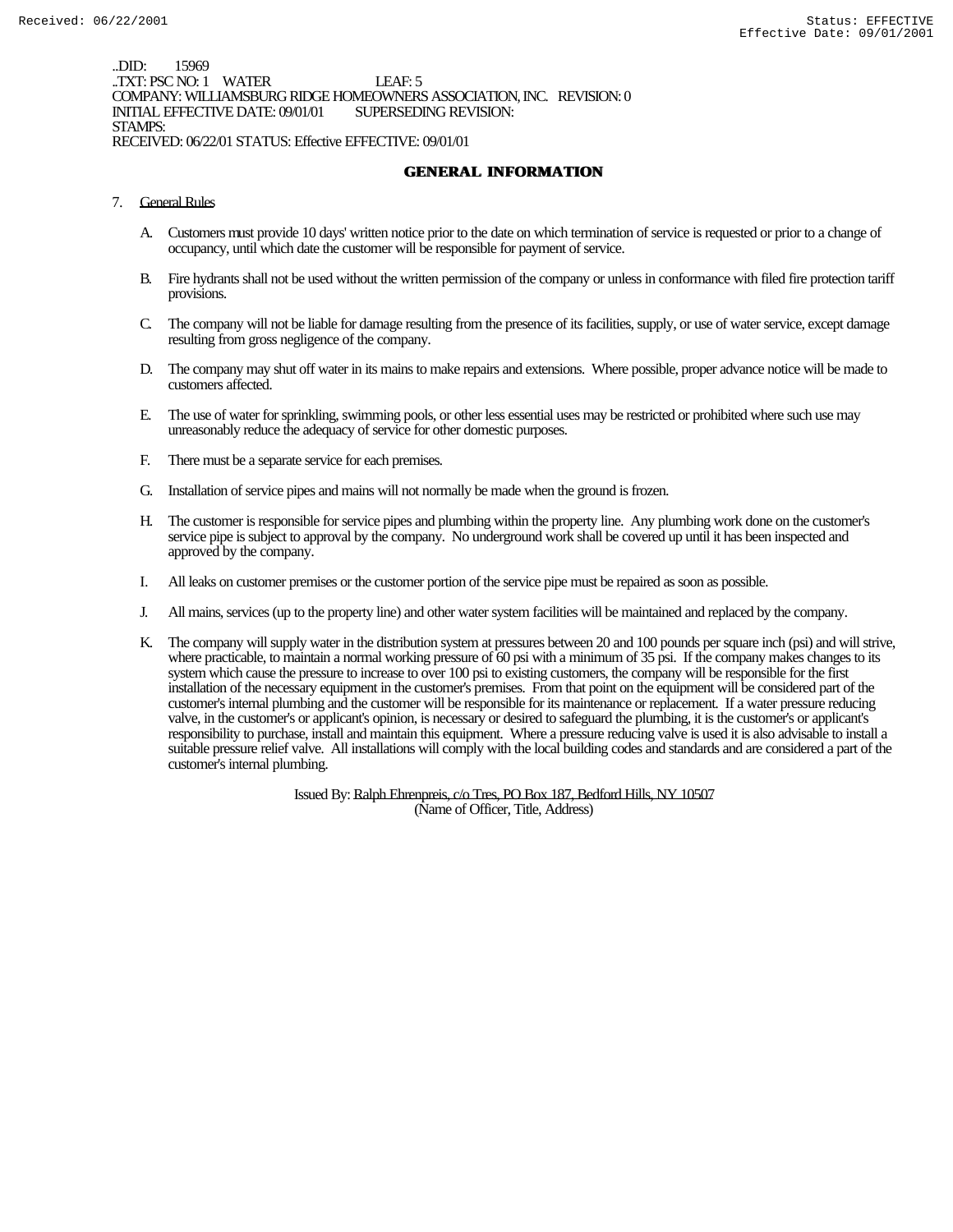..DID: 15969
..TXT: PSC NO: 1 WATER LEAF: 5
COMPANY: WILLIAMSBURG RIDGE HOMEOWNERS ASSOCIATION, INC. REVISION: 0
INITIAL EFFECTIVE DATE: 09/01/01 SUPERSEDING REVISION:
STAMPS:
RECEIVED: 06/22/01 STATUS: Effective EFFECTIVE: 09/01/01

## GENERAL INFORMATION

7. General Rules

   A. Customers must provide 10 days' written notice prior to the date on which termination of service is requested or prior to a change of occupancy, until which date the customer will be responsible for payment of service.

   B. Fire hydrants shall not be used without the written permission of the company or unless in conformance with filed fire protection tariff provisions.

   C. The company will not be liable for damage resulting from the presence of its facilities, supply, or use of water service, except damage resulting from gross negligence of the company.

   D. The company may shut off water in its mains to make repairs and extensions. Where possible, proper advance notice will be made to customers affected.

   E. The use of water for sprinkling, swimming pools, or other less essential uses may be restricted or prohibited where such use may unreasonably reduce the adequacy of service for other domestic purposes.

   F. There must be a separate service for each premises.

   G. Installation of service pipes and mains will not normally be made when the ground is frozen.

   H. The customer is responsible for service pipes and plumbing within the property line. Any plumbing work done on the customer's service pipe is subject to approval by the company. No underground work shall be covered up until it has been inspected and approved by the company.

   I. All leaks on customer premises or the customer portion of the service pipe must be repaired as soon as possible.

   J. All mains, services (up to the property line) and other water system facilities will be maintained and replaced by the company.

   K. The company will supply water in the distribution system at pressures between 20 and 100 pounds per square inch (psi) and will strive, where practicable, to maintain a normal working pressure of 60 psi with a minimum of 35 psi. If the company makes changes to its system which cause the pressure to increase to over 100 psi to existing customers, the company will be responsible for the first installation of the necessary equipment in the customer's premises. From that point on the equipment will be considered part of the customer's internal plumbing and the customer will be responsible for its maintenance or replacement. If a water pressure reducing valve, in the customer's or applicant's opinion, is necessary or desired to safeguard the plumbing, it is the customer's or applicant's responsibility to purchase, install and maintain this equipment. Where a pressure reducing valve is used it is also advisable to install a suitable pressure relief valve. All installations will comply with the local building codes and standards and are considered a part of the customer's internal plumbing.

Issued By: Ralph Ehrenpreis, c/o Tres, PO Box 187, Bedford Hills, NY 10507
(Name of Officer, Title, Address)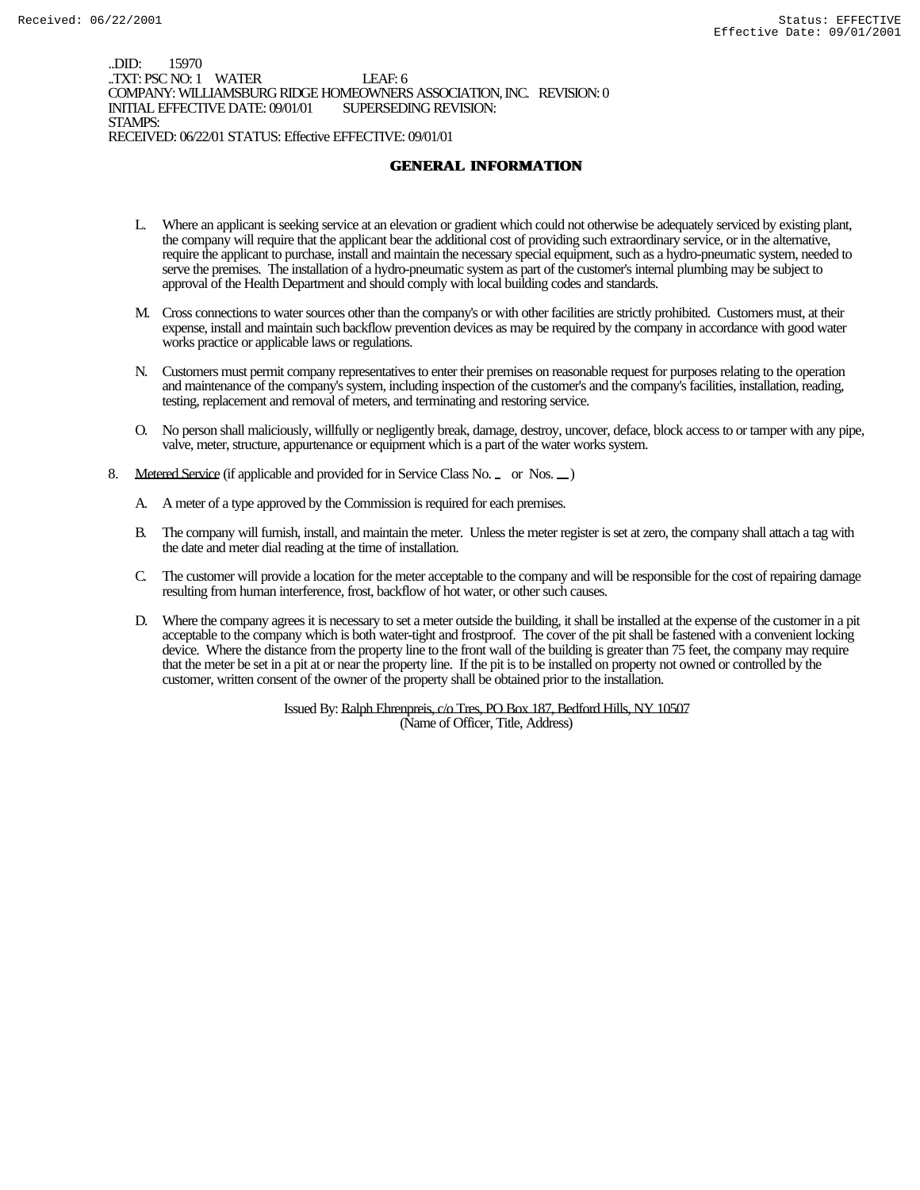..DID: 15970
..TXT: PSC NO: 1 WATER LEAF: 6
COMPANY: WILLIAMSBURG RIDGE HOMEOWNERS ASSOCIATION, INC. REVISION: 0
INITIAL EFFECTIVE DATE: 09/01/01 SUPERSEDING REVISION:
STAMPS:
RECEIVED: 06/22/01 STATUS: Effective EFFECTIVE: 09/01/01

# GENERAL INFORMATION

L. Where an applicant is seeking service at an elevation or gradient which could not otherwise be adequately serviced by existing plant, the company will require that the applicant bear the additional cost of providing such extraordinary service, or in the alternative, require the applicant to purchase, install and maintain the necessary special equipment, such as a hydro-pneumatic system, needed to serve the premises. The installation of a hydro-pneumatic system as part of the customer's internal plumbing may be subject to approval of the Health Department and should comply with local building codes and standards.

M. Cross connections to water sources other than the company's or with other facilities are strictly prohibited. Customers must, at their expense, install and maintain such backflow prevention devices as may be required by the company in accordance with good water works practice or applicable laws or regulations.

N. Customers must permit company representatives to enter their premises on reasonable request for purposes relating to the operation and maintenance of the company's system, including inspection of the customer's and the company's facilities, installation, reading, testing, replacement and removal of meters, and terminating and restoring service.

O. No person shall maliciously, willfully or negligently break, damage, destroy, uncover, deface, block access to or tamper with any pipe, valve, meter, structure, appurtenance or equipment which is a part of the water works system.

8. Metered Service (if applicable and provided for in Service Class No. __ or Nos. __)

A. A meter of a type approved by the Commission is required for each premises.

B. The company will furnish, install, and maintain the meter. Unless the meter register is set at zero, the company shall attach a tag with the date and meter dial reading at the time of installation.

C. The customer will provide a location for the meter acceptable to the company and will be responsible for the cost of repairing damage resulting from human interference, frost, backflow of hot water, or other such causes.

D. Where the company agrees it is necessary to set a meter outside the building, it shall be installed at the expense of the customer in a pit acceptable to the company which is both water-tight and frostproof. The cover of the pit shall be fastened with a convenient locking device. Where the distance from the property line to the front wall of the building is greater than 75 feet, the company may require that the meter be set in a pit at or near the property line. If the pit is to be installed on property not owned or controlled by the customer, written consent of the owner of the property shall be obtained prior to the installation.

Issued By: Ralph Ehrenpreis, c/o Tres, PO Box 187, Bedford Hills, NY 10507
(Name of Officer, Title, Address)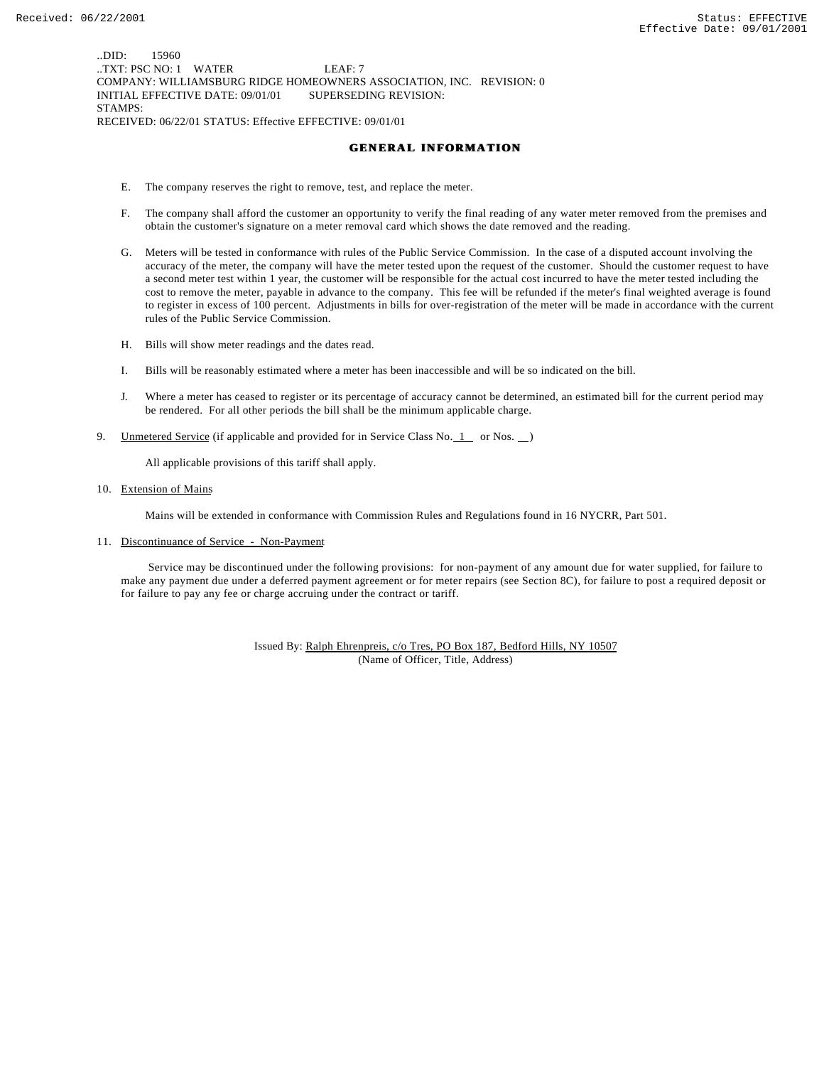..DID: 15960
..TXT: PSC NO: 1 WATER LEAF: 7
COMPANY: WILLIAMSBURG RIDGE HOMEOWNERS ASSOCIATION, INC. REVISION: 0
INITIAL EFFECTIVE DATE: 09/01/01 SUPERSEDING REVISION:
STAMPS:
RECEIVED: 06/22/01 STATUS: Effective EFFECTIVE: 09/01/01

## GENERAL INFORMATION

E. The company reserves the right to remove, test, and replace the meter.

F. The company shall afford the customer an opportunity to verify the final reading of any water meter removed from the premises and obtain the customer's signature on a meter removal card which shows the date removed and the reading.

G. Meters will be tested in conformance with rules of the Public Service Commission. In the case of a disputed account involving the accuracy of the meter, the company will have the meter tested upon the request of the customer. Should the customer request to have a second meter test within 1 year, the customer will be responsible for the actual cost incurred to have the meter tested including the cost to remove the meter, payable in advance to the company. This fee will be refunded if the meter's final weighted average is found to register in excess of 100 percent. Adjustments in bills for over-registration of the meter will be made in accordance with the current rules of the Public Service Commission.

H. Bills will show meter readings and the dates read.

I. Bills will be reasonably estimated where a meter has been inaccessible and will be so indicated on the bill.

J. Where a meter has ceased to register or its percentage of accuracy cannot be determined, an estimated bill for the current period may be rendered. For all other periods the bill shall be the minimum applicable charge.

9. Unmetered Service (if applicable and provided for in Service Class No. 1 or Nos. __ )

All applicable provisions of this tariff shall apply.

10. Extension of Mains

Mains will be extended in conformance with Commission Rules and Regulations found in 16 NYCRR, Part 501.

11. Discontinuance of Service - Non-Payment

Service may be discontinued under the following provisions: for non-payment of any amount due for water supplied, for failure to make any payment due under a deferred payment agreement or for meter repairs (see Section 8C), for failure to post a required deposit or for failure to pay any fee or charge accruing under the contract or tariff.

Issued By: Ralph Ehrenpreis, c/o Tres, PO Box 187, Bedford Hills, NY 10507
(Name of Officer, Title, Address)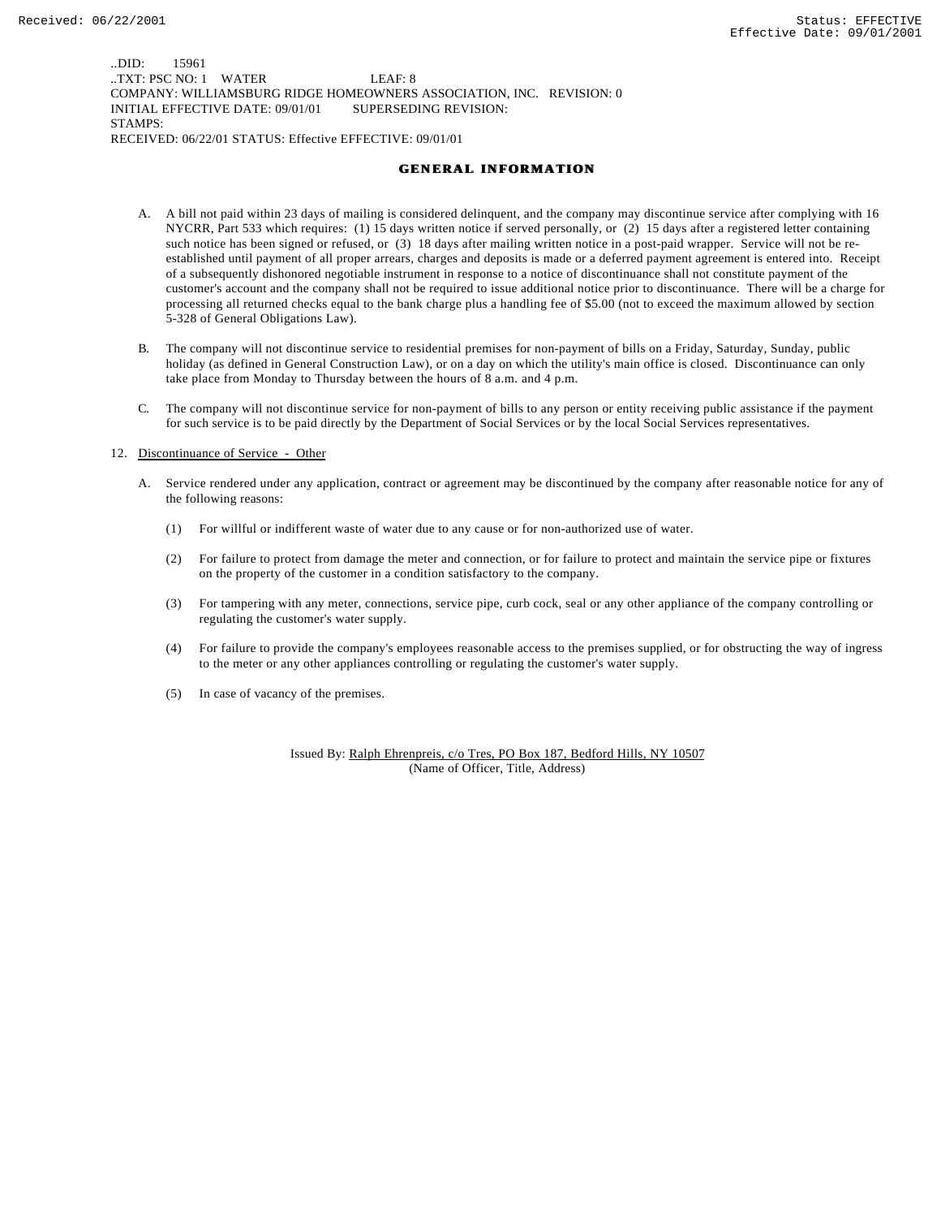..DID: 15961
..TXT: PSC NO: 1 WATER LEAF: 8
COMPANY: WILLIAMSBURG RIDGE HOMEOWNERS ASSOCIATION, INC. REVISION: 0
INITIAL EFFECTIVE DATE: 09/01/01 SUPERSEDING REVISION:
STAMPS:
RECEIVED: 06/22/01 STATUS: Effective EFFECTIVE: 09/01/01

## GENERAL INFORMATION

A. A bill not paid within 23 days of mailing is considered delinquent, and the company may discontinue service after complying with 16 NYCRR, Part 533 which requires: (1) 15 days written notice if served personally, or (2) 15 days after a registered letter containing such notice has been signed or refused, or (3) 18 days after mailing written notice in a post-paid wrapper. Service will not be re-established until payment of all proper arrears, charges and deposits is made or a deferred payment agreement is entered into. Receipt of a subsequently dishonored negotiable instrument in response to a notice of discontinuance shall not constitute payment of the customer's account and the company shall not be required to issue additional notice prior to discontinuance. There will be a charge for processing all returned checks equal to the bank charge plus a handling fee of $5.00 (not to exceed the maximum allowed by section 5-328 of General Obligations Law).

B. The company will not discontinue service to residential premises for non-payment of bills on a Friday, Saturday, Sunday, public holiday (as defined in General Construction Law), or on a day on which the utility's main office is closed. Discontinuance can only take place from Monday to Thursday between the hours of 8 a.m. and 4 p.m.

C. The company will not discontinue service for non-payment of bills to any person or entity receiving public assistance if the payment for such service is to be paid directly by the Department of Social Services or by the local Social Services representatives.

12. Discontinuance of Service - Other

A. Service rendered under any application, contract or agreement may be discontinued by the company after reasonable notice for any of the following reasons:

(1) For willful or indifferent waste of water due to any cause or for non-authorized use of water.

(2) For failure to protect from damage the meter and connection, or for failure to protect and maintain the service pipe or fixtures on the property of the customer in a condition satisfactory to the company.

(3) For tampering with any meter, connections, service pipe, curb cock, seal or any other appliance of the company controlling or regulating the customer's water supply.

(4) For failure to provide the company's employees reasonable access to the premises supplied, or for obstructing the way of ingress to the meter or any other appliances controlling or regulating the customer's water supply.

(5) In case of vacancy of the premises.

Issued By: Ralph Ehrenpreis, c/o Tres, PO Box 187, Bedford Hills, NY 10507
(Name of Officer, Title, Address)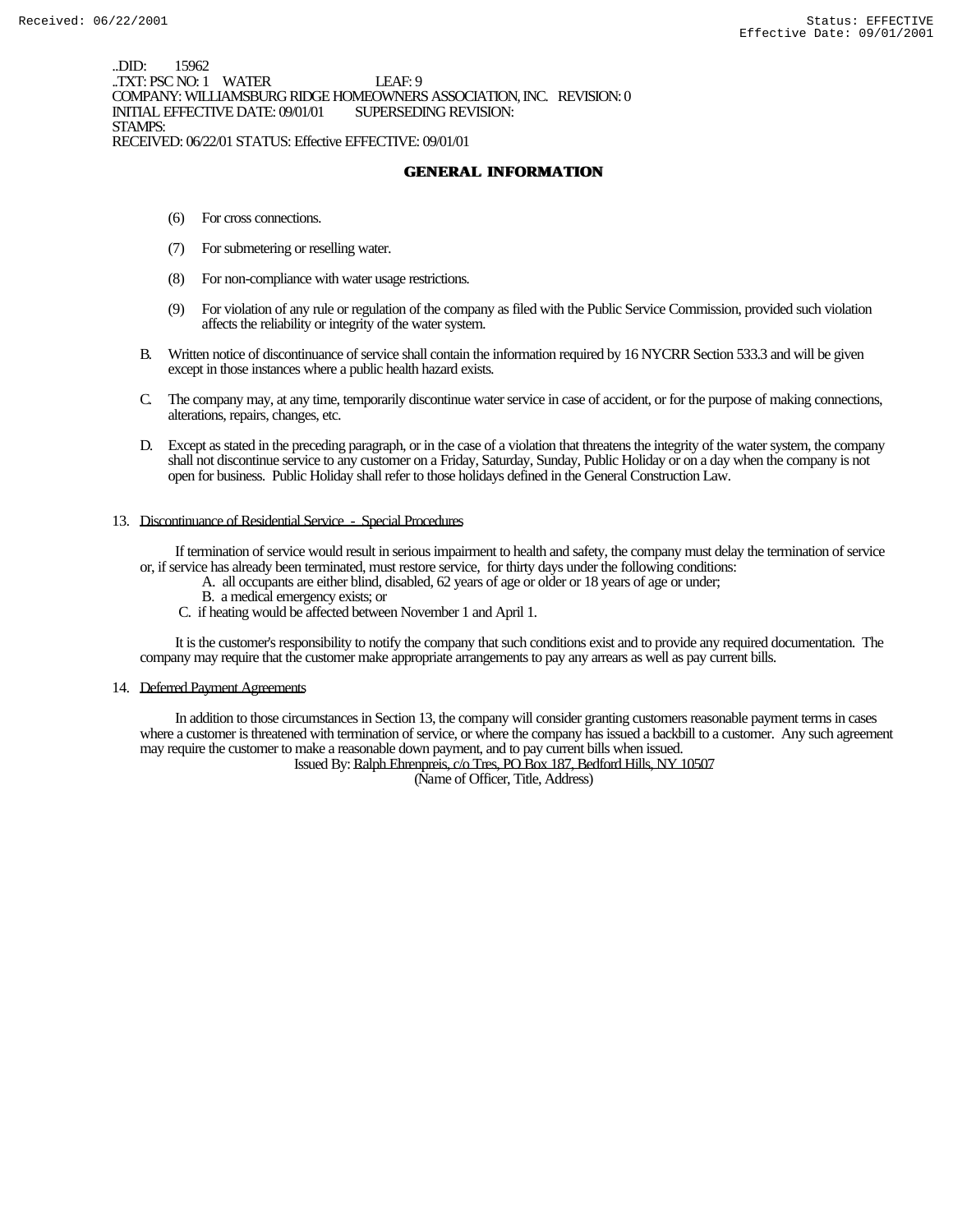..DID: 15962
..TXT: PSC NO: 1 WATER LEAF: 9
COMPANY: WILLIAMSBURG RIDGE HOMEOWNERS ASSOCIATION, INC. REVISION: 0
INITIAL EFFECTIVE DATE: 09/01/01 SUPERSEDING REVISION:
STAMPS:
RECEIVED: 06/22/01 STATUS: Effective EFFECTIVE: 09/01/01

## GENERAL INFORMATION

(6) For cross connections.

(7) For submetering or reselling water.

(8) For non-compliance with water usage restrictions.

(9) For violation of any rule or regulation of the company as filed with the Public Service Commission, provided such violation affects the reliability or integrity of the water system.

B. Written notice of discontinuance of service shall contain the information required by 16 NYCRR Section 533.3 and will be given except in those instances where a public health hazard exists.

C. The company may, at any time, temporarily discontinue water service in case of accident, or for the purpose of making connections, alterations, repairs, changes, etc.

D. Except as stated in the preceding paragraph, or in the case of a violation that threatens the integrity of the water system, the company shall not discontinue service to any customer on a Friday, Saturday, Sunday, Public Holiday or on a day when the company is not open for business. Public Holiday shall refer to those holidays defined in the General Construction Law.

13. Discontinuance of Residential Service - Special Procedures

If termination of service would result in serious impairment to health and safety, the company must delay the termination of service or, if service has already been terminated, must restore service, for thirty days under the following conditions:

A. all occupants are either blind, disabled, 62 years of age or older or 18 years of age or under;
B. a medical emergency exists; or
C. if heating would be affected between November 1 and April 1.

It is the customer's responsibility to notify the company that such conditions exist and to provide any required documentation. The company may require that the customer make appropriate arrangements to pay any arrears as well as pay current bills.

14. Deferred Payment Agreements

In addition to those circumstances in Section 13, the company will consider granting customers reasonable payment terms in cases where a customer is threatened with termination of service, or where the company has issued a backbill to a customer. Any such agreement may require the customer to make a reasonable down payment, and to pay current bills when issued.

Issued By: Ralph Ehrenpreis, c/o Tres, PO Box 187, Bedford Hills, NY 10507
(Name of Officer, Title, Address)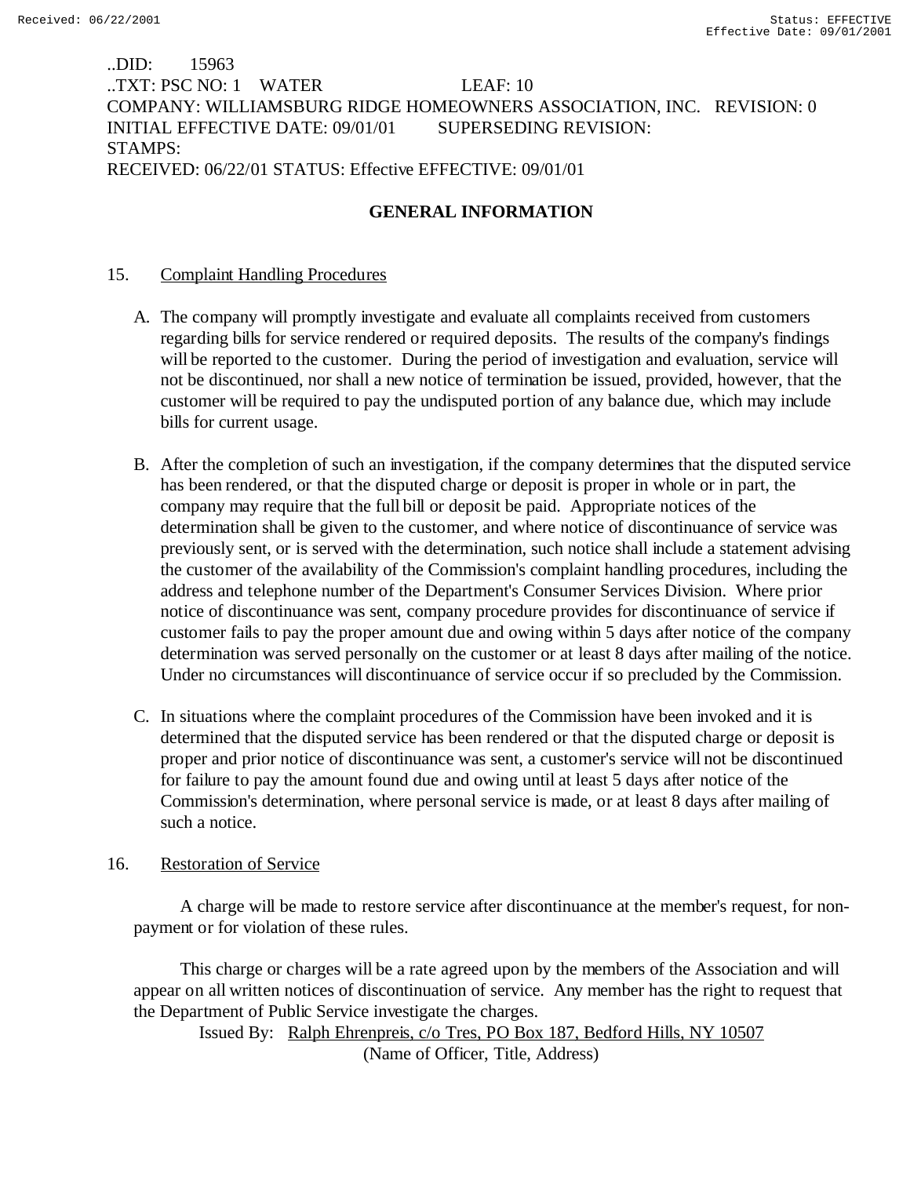..DID: 15963
..TXT: PSC NO: 1 WATER LEAF: 10
COMPANY: WILLIAMSBURG RIDGE HOMEOWNERS ASSOCIATION, INC. REVISION: 0
INITIAL EFFECTIVE DATE: 09/01/01 SUPERSEDING REVISION:
STAMPS:
RECEIVED: 06/22/01 STATUS: Effective EFFECTIVE: 09/01/01

## GENERAL INFORMATION

15. Complaint Handling Procedures

A. The company will promptly investigate and evaluate all complaints received from customers regarding bills for service rendered or required deposits. The results of the company's findings will be reported to the customer. During the period of investigation and evaluation, service will not be discontinued, nor shall a new notice of termination be issued, provided, however, that the customer will be required to pay the undisputed portion of any balance due, which may include bills for current usage.

B. After the completion of such an investigation, if the company determines that the disputed service has been rendered, or that the disputed charge or deposit is proper in whole or in part, the company may require that the full bill or deposit be paid. Appropriate notices of the determination shall be given to the customer, and where notice of discontinuance of service was previously sent, or is served with the determination, such notice shall include a statement advising the customer of the availability of the Commission's complaint handling procedures, including the address and telephone number of the Department's Consumer Services Division. Where prior notice of discontinuance was sent, company procedure provides for discontinuance of service if customer fails to pay the proper amount due and owing within 5 days after notice of the company determination was served personally on the customer or at least 8 days after mailing of the notice. Under no circumstances will discontinuance of service occur if so precluded by the Commission.

C. In situations where the complaint procedures of the Commission have been invoked and it is determined that the disputed service has been rendered or that the disputed charge or deposit is proper and prior notice of discontinuance was sent, a customer's service will not be discontinued for failure to pay the amount found due and owing until at least 5 days after notice of the Commission's determination, where personal service is made, or at least 8 days after mailing of such a notice.

16. Restoration of Service

A charge will be made to restore service after discontinuance at the member's request, for non-payment or for violation of these rules.

This charge or charges will be a rate agreed upon by the members of the Association and will appear on all written notices of discontinuation of service. Any member has the right to request that the Department of Public Service investigate the charges.

Issued By: Ralph Ehrenpreis, c/o Tres, PO Box 187, Bedford Hills, NY 10507
(Name of Officer, Title, Address)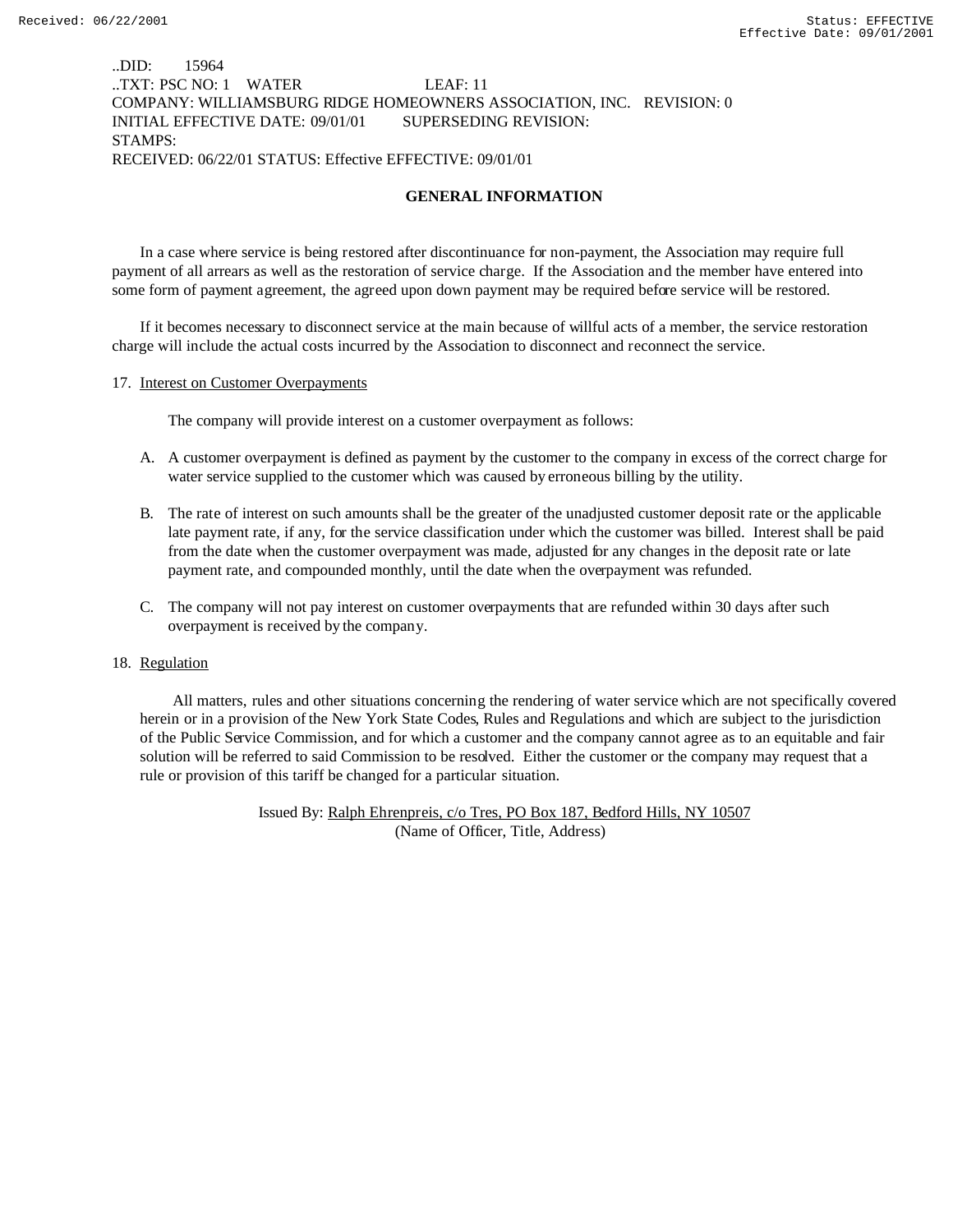..DID: 15964
..TXT: PSC NO: 1 WATER LEAF: 11
COMPANY: WILLIAMSBURG RIDGE HOMEOWNERS ASSOCIATION, INC. REVISION: 0
INITIAL EFFECTIVE DATE: 09/01/01 SUPERSEDING REVISION:
STAMPS:
RECEIVED: 06/22/01 STATUS: Effective EFFECTIVE: 09/01/01

## GENERAL INFORMATION

In a case where service is being restored after discontinuance for non-payment, the Association may require full payment of all arrears as well as the restoration of service charge. If the Association and the member have entered into some form of payment agreement, the agreed upon down payment may be required before service will be restored.

If it becomes necessary to disconnect service at the main because of willful acts of a member, the service restoration charge will include the actual costs incurred by the Association to disconnect and reconnect the service.

17. Interest on Customer Overpayments

The company will provide interest on a customer overpayment as follows:

A. A customer overpayment is defined as payment by the customer to the company in excess of the correct charge for water service supplied to the customer which was caused by erroneous billing by the utility.

B. The rate of interest on such amounts shall be the greater of the unadjusted customer deposit rate or the applicable late payment rate, if any, for the service classification under which the customer was billed. Interest shall be paid from the date when the customer overpayment was made, adjusted for any changes in the deposit rate or late payment rate, and compounded monthly, until the date when the overpayment was refunded.

C. The company will not pay interest on customer overpayments that are refunded within 30 days after such overpayment is received by the company.

18. Regulation

All matters, rules and other situations concerning the rendering of water service which are not specifically covered herein or in a provision of the New York State Codes, Rules and Regulations and which are subject to the jurisdiction of the Public Service Commission, and for which a customer and the company cannot agree as to an equitable and fair solution will be referred to said Commission to be resolved. Either the customer or the company may request that a rule or provision of this tariff be changed for a particular situation.

Issued By: Ralph Ehrenpreis, c/o Tres, PO Box 187, Bedford Hills, NY 10507
(Name of Officer, Title, Address)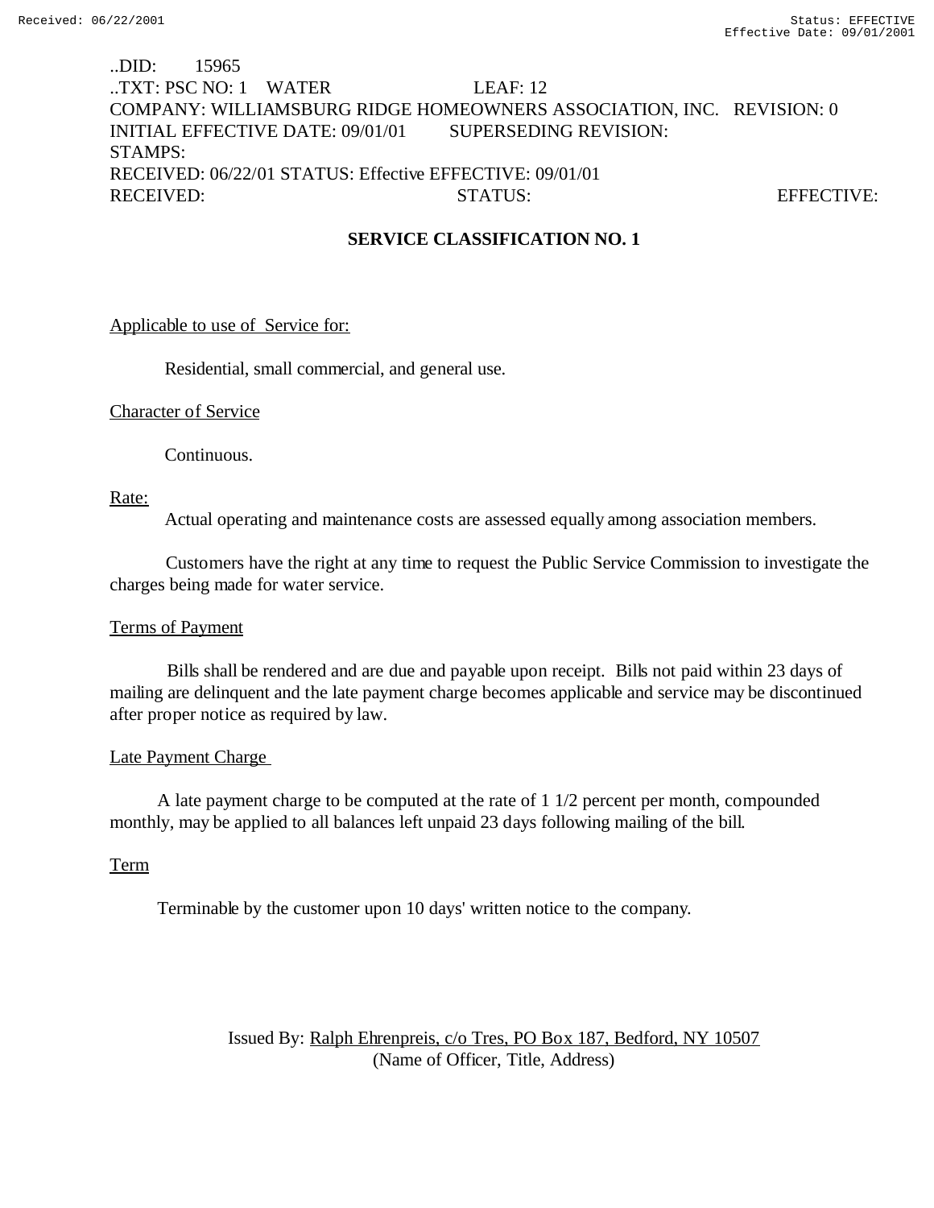..DID: 15965
..TXT: PSC NO: 1 WATER LEAF: 12
COMPANY: WILLIAMSBURG RIDGE HOMEOWNERS ASSOCIATION, INC. REVISION: 0
INITIAL EFFECTIVE DATE: 09/01/01 SUPERSEDING REVISION:
STAMPS:
RECEIVED: 06/22/01 STATUS: Effective EFFECTIVE: 09/01/01
RECEIVED: STATUS: EFFECTIVE:

## SERVICE CLASSIFICATION NO. 1

Applicable to use of Service for:

Residential, small commercial, and general use.

Character of Service

Continuous.

Rate:

Actual operating and maintenance costs are assessed equally among association members.

Customers have the right at any time to request the Public Service Commission to investigate the charges being made for water service.

Terms of Payment

Bills shall be rendered and are due and payable upon receipt. Bills not paid within 23 days of mailing are delinquent and the late payment charge becomes applicable and service may be discontinued after proper notice as required by law.

Late Payment Charge

A late payment charge to be computed at the rate of 1 1/2 percent per month, compounded monthly, may be applied to all balances left unpaid 23 days following mailing of the bill.

Term

Terminable by the customer upon 10 days' written notice to the company.

Issued By: Ralph Ehrenpreis, c/o Tres, PO Box 187, Bedford, NY 10507
(Name of Officer, Title, Address)